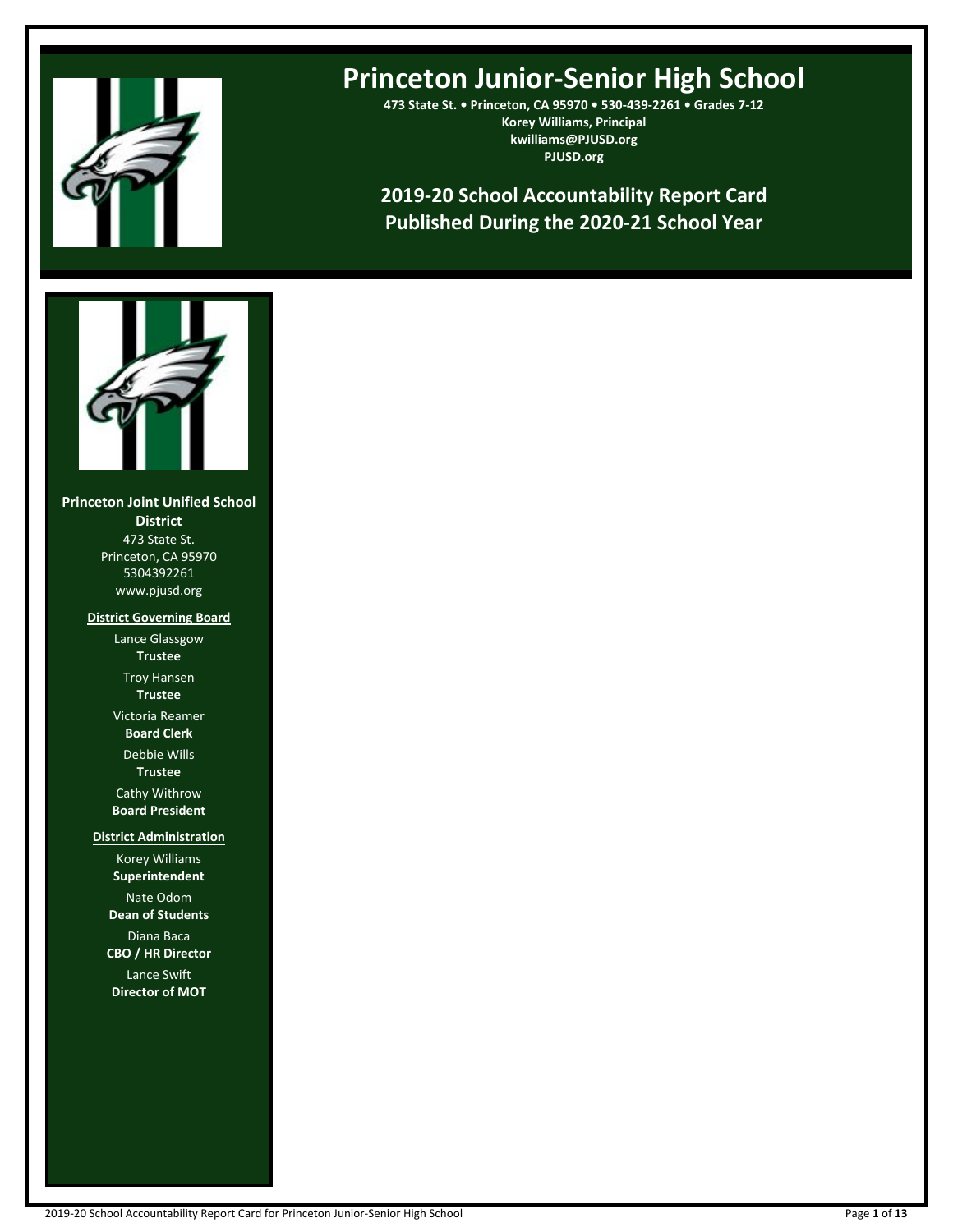# Princeton Junior-Senior High School

**473 State St. • Princeton, CA 95970 • 530-439-2261 • Grades 7-12**
**Korey Williams, Principal**
**kwilliams@PJUSD.org**
**PJUSD.org**

## 2019-20 School Accountability Report Card
## Published During the 2020-21 School Year

**Princeton Joint Unified School District**
473 State St.
Princeton, CA 95970
5304392261
www.pjusd.org

**District Governing Board**

Lance Glassgow
**Trustee**

Troy Hansen
**Trustee**

Victoria Reamer
**Board Clerk**

Debbie Wills
**Trustee**

Cathy Withrow
**Board President**

**District Administration**

Korey Williams
**Superintendent**

Nate Odom
**Dean of Students**

Diana Baca
**CBO / HR Director**

Lance Swift
**Director of MOT**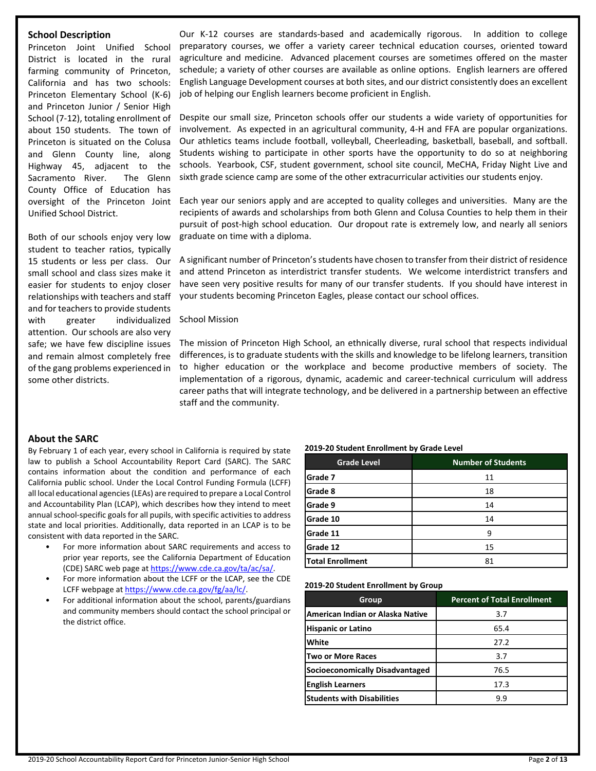## School Description

Princeton Joint Unified School District is located in the rural farming community of Princeton, California and has two schools: Princeton Elementary School (K-6) and Princeton Junior / Senior High School (7-12), totaling enrollment of about 150 students. The town of Princeton is situated on the Colusa and Glenn County line, along Highway 45, adjacent to the Sacramento River. The Glenn County Office of Education has oversight of the Princeton Joint Unified School District.

Both of our schools enjoy very low student to teacher ratios, typically 15 students or less per class. Our small school and class sizes make it easier for students to enjoy closer relationships with teachers and staff and for teachers to provide students with greater individualized attention. Our schools are also very safe; we have few discipline issues and remain almost completely free of the gang problems experienced in some other districts.

Our K-12 courses are standards-based and academically rigorous. In addition to college preparatory courses, we offer a variety career technical education courses, oriented toward agriculture and medicine. Advanced placement courses are sometimes offered on the master schedule; a variety of other courses are available as online options. English learners are offered English Language Development courses at both sites, and our district consistently does an excellent job of helping our English learners become proficient in English.

Despite our small size, Princeton schools offer our students a wide variety of opportunities for involvement. As expected in an agricultural community, 4-H and FFA are popular organizations. Our athletics teams include football, volleyball, Cheerleading, basketball, baseball, and softball. Students wishing to participate in other sports have the opportunity to do so at neighboring schools. Yearbook, CSF, student government, school site council, MeCHA, Friday Night Live and sixth grade science camp are some of the other extracurricular activities our students enjoy.

Each year our seniors apply and are accepted to quality colleges and universities. Many are the recipients of awards and scholarships from both Glenn and Colusa Counties to help them in their pursuit of post-high school education. Our dropout rate is extremely low, and nearly all seniors graduate on time with a diploma.

A significant number of Princeton's students have chosen to transfer from their district of residence and attend Princeton as interdistrict transfer students. We welcome interdistrict transfers and have seen very positive results for many of our transfer students. If you should have interest in your students becoming Princeton Eagles, please contact our school offices.

School Mission

The mission of Princeton High School, an ethnically diverse, rural school that respects individual differences, is to graduate students with the skills and knowledge to be lifelong learners, transition to higher education or the workplace and become productive members of society. The implementation of a rigorous, dynamic, academic and career-technical curriculum will address career paths that will integrate technology, and be delivered in a partnership between an effective staff and the community.

## About the SARC

By February 1 of each year, every school in California is required by state law to publish a School Accountability Report Card (SARC). The SARC contains information about the condition and performance of each California public school. Under the Local Control Funding Formula (LCFF) all local educational agencies (LEAs) are required to prepare a Local Control and Accountability Plan (LCAP), which describes how they intend to meet annual school-specific goals for all pupils, with specific activities to address state and local priorities. Additionally, data reported in an LCAP is to be consistent with data reported in the SARC.

- For more information about SARC requirements and access to prior year reports, see the California Department of Education (CDE) SARC web page at https://www.cde.ca.gov/ta/ac/sa/.
- For more information about the LCFF or the LCAP, see the CDE LCFF webpage at https://www.cde.ca.gov/fg/aa/lc/.
- For additional information about the school, parents/guardians and community members should contact the school principal or the district office.

**2019-20 Student Enrollment by Grade Level**

| Grade Level | Number of Students |
|---|---|
| Grade 7 | 11 |
| Grade 8 | 18 |
| Grade 9 | 14 |
| Grade 10 | 14 |
| Grade 11 | 9 |
| Grade 12 | 15 |
| Total Enrollment | 81 |

**2019-20 Student Enrollment by Group**

| Group | Percent of Total Enrollment |
|---|---|
| American Indian or Alaska Native | 3.7 |
| Hispanic or Latino | 65.4 |
| White | 27.2 |
| Two or More Races | 3.7 |
| Socioeconomically Disadvantaged | 76.5 |
| English Learners | 17.3 |
| Students with Disabilities | 9.9 |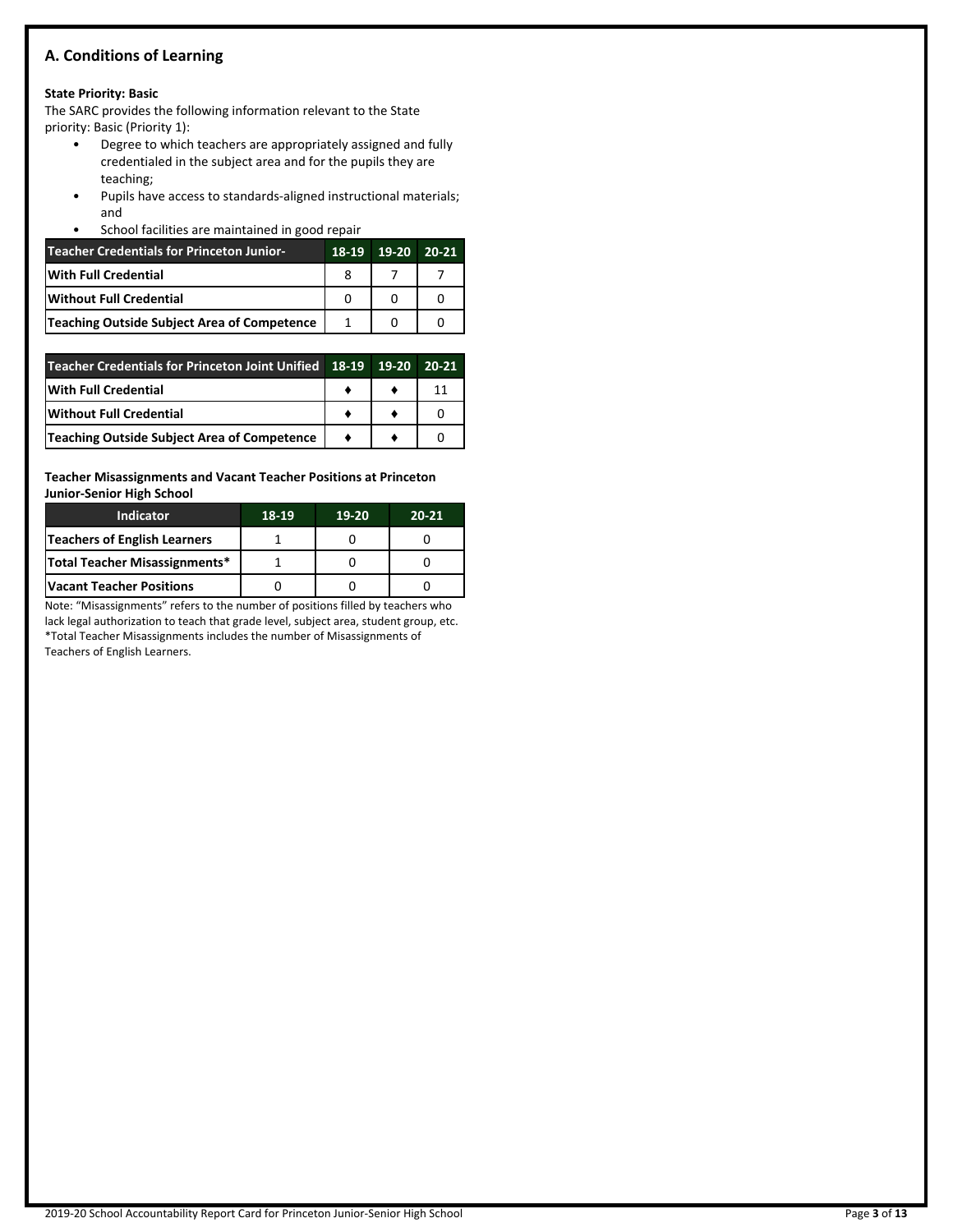## A. Conditions of Learning

**State Priority: Basic**

The SARC provides the following information relevant to the State priority: Basic (Priority 1):

- Degree to which teachers are appropriately assigned and fully credentialed in the subject area and for the pupils they are teaching;
- Pupils have access to standards-aligned instructional materials; and
- School facilities are maintained in good repair

| Teacher Credentials for Princeton Junior- | 18-19 | 19-20 | 20-21 |
|---|---|---|---|
| With Full Credential | 8 | 7 | 7 |
| Without Full Credential | 0 | 0 | 0 |
| Teaching Outside Subject Area of Competence | 1 | 0 | 0 |

| Teacher Credentials for Princeton Joint Unified | 18-19 | 19-20 | 20-21 |
|---|---|---|---|
| With Full Credential | ♦ | ♦ | 11 |
| Without Full Credential | ♦ | ♦ | 0 |
| Teaching Outside Subject Area of Competence | ♦ | ♦ | 0 |

**Teacher Misassignments and Vacant Teacher Positions at Princeton Junior-Senior High School**

| Indicator | 18-19 | 19-20 | 20-21 |
|---|---|---|---|
| Teachers of English Learners | 1 | 0 | 0 |
| Total Teacher Misassignments* | 1 | 0 | 0 |
| Vacant Teacher Positions | 0 | 0 | 0 |

Note: "Misassignments" refers to the number of positions filled by teachers who lack legal authorization to teach that grade level, subject area, student group, etc.
*Total Teacher Misassignments includes the number of Misassignments of Teachers of English Learners.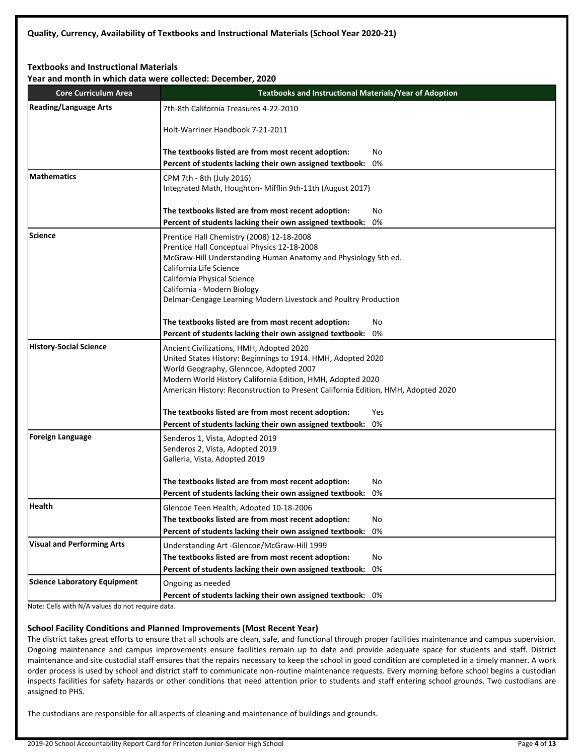**Quality, Currency, Availability of Textbooks and Instructional Materials (School Year 2020-21)**

**Textbooks and Instructional Materials**
**Year and month in which data were collected: December, 2020**

| Core Curriculum Area | Textbooks and Instructional Materials/Year of Adoption |
|---|---|
| **Reading/Language Arts** | 7th-8th California Treasures 4-22-2010<br><br>Holt-Warriner Handbook 7-21-2011<br><br>**The textbooks listed are from most recent adoption:** No<br>**Percent of students lacking their own assigned textbook:** 0% |
| **Mathematics** | CPM 7th - 8th (July 2016)<br>Integrated Math, Houghton- Mifflin 9th-11th (August 2017)<br><br>**The textbooks listed are from most recent adoption:** No<br>**Percent of students lacking their own assigned textbook:** 0% |
| **Science** | Prentice Hall Chemistry (2008) 12-18-2008<br>Prentice Hall Conceptual Physics 12-18-2008<br>McGraw-Hill Understanding Human Anatomy and Physiology 5th ed.<br>California Life Science<br>California Physical Science<br>California - Modern Biology<br>Delmar-Cengage Learning Modern Livestock and Poultry Production<br><br>**The textbooks listed are from most recent adoption:** No<br>**Percent of students lacking their own assigned textbook:** 0% |
| **History-Social Science** | Ancient Civilizations, HMH, Adopted 2020<br>United States History: Beginnings to 1914. HMH, Adopted 2020<br>World Geography, Glenncoe, Adopted 2007<br>Modern World History California Edition, HMH, Adopted 2020<br>American History: Reconstruction to Present California Edition, HMH, Adopted 2020<br><br>**The textbooks listed are from most recent adoption:** Yes<br>**Percent of students lacking their own assigned textbook:** 0% |
| **Foreign Language** | Senderos 1, Vista, Adopted 2019<br>Senderos 2, Vista, Adopted 2019<br>Galleria, Vista, Adopted 2019<br><br>**The textbooks listed are from most recent adoption:** No<br>**Percent of students lacking their own assigned textbook:** 0% |
| **Health** | Glencoe Teen Health, Adopted 10-18-2006<br>**The textbooks listed are from most recent adoption:** No<br>**Percent of students lacking their own assigned textbook:** 0% |
| **Visual and Performing Arts** | Understanding Art -Glencoe/McGraw-Hill 1999<br>**The textbooks listed are from most recent adoption:** No<br>**Percent of students lacking their own assigned textbook:** 0% |
| **Science Laboratory Equipment** | Ongoing as needed<br>**Percent of students lacking their own assigned textbook:** 0% |

Note: Cells with N/A values do not require data.

**School Facility Conditions and Planned Improvements (Most Recent Year)**

The district takes great efforts to ensure that all schools are clean, safe, and functional through proper facilities maintenance and campus supervision. Ongoing maintenance and campus improvements ensure facilities remain up to date and provide adequate space for students and staff. District maintenance and site custodial staff ensures that the repairs necessary to keep the school in good condition are completed in a timely manner. A work order process is used by school and district staff to communicate non-routine maintenance requests. Every morning before school begins a custodian inspects facilities for safety hazards or other conditions that need attention prior to students and staff entering school grounds. Two custodians are assigned to PHS.

The custodians are responsible for all aspects of cleaning and maintenance of buildings and grounds.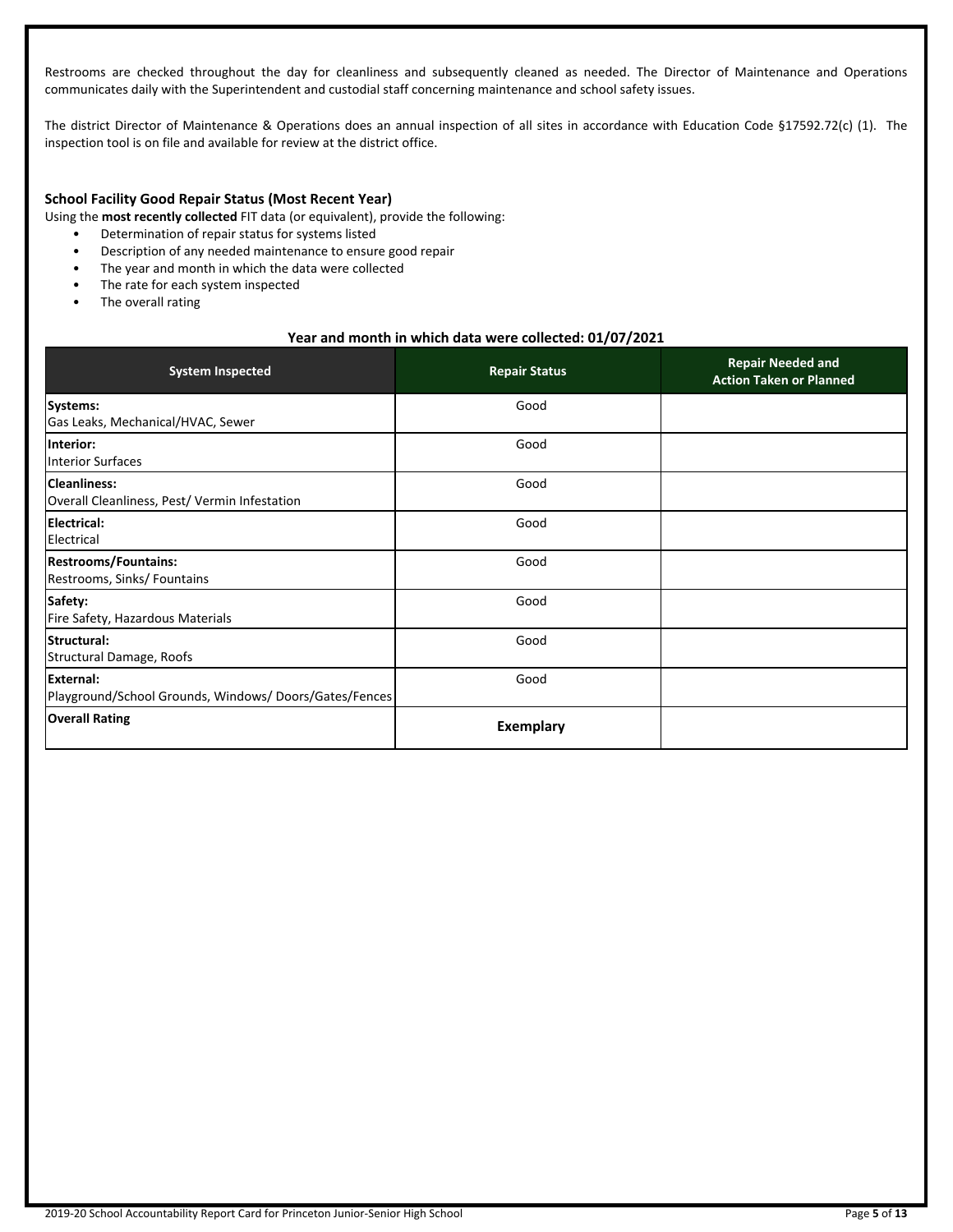Restrooms are checked throughout the day for cleanliness and subsequently cleaned as needed. The Director of Maintenance and Operations communicates daily with the Superintendent and custodial staff concerning maintenance and school safety issues.

The district Director of Maintenance & Operations does an annual inspection of all sites in accordance with Education Code §17592.72(c) (1). The inspection tool is on file and available for review at the district office.

### School Facility Good Repair Status (Most Recent Year)

Using the **most recently collected** FIT data (or equivalent), provide the following:

- Determination of repair status for systems listed
- Description of any needed maintenance to ensure good repair
- The year and month in which the data were collected
- The rate for each system inspected
- The overall rating

**Year and month in which data were collected: 01/07/2021**

| System Inspected | Repair Status | Repair Needed and Action Taken or Planned |
|---|---|---|
| **Systems:** Gas Leaks, Mechanical/HVAC, Sewer | Good | |
| **Interior:** Interior Surfaces | Good | |
| **Cleanliness:** Overall Cleanliness, Pest/ Vermin Infestation | Good | |
| **Electrical:** Electrical | Good | |
| **Restrooms/Fountains:** Restrooms, Sinks/ Fountains | Good | |
| **Safety:** Fire Safety, Hazardous Materials | Good | |
| **Structural:** Structural Damage, Roofs | Good | |
| **External:** Playground/School Grounds, Windows/ Doors/Gates/Fences | Good | |
| **Overall Rating** | **Exemplary** | |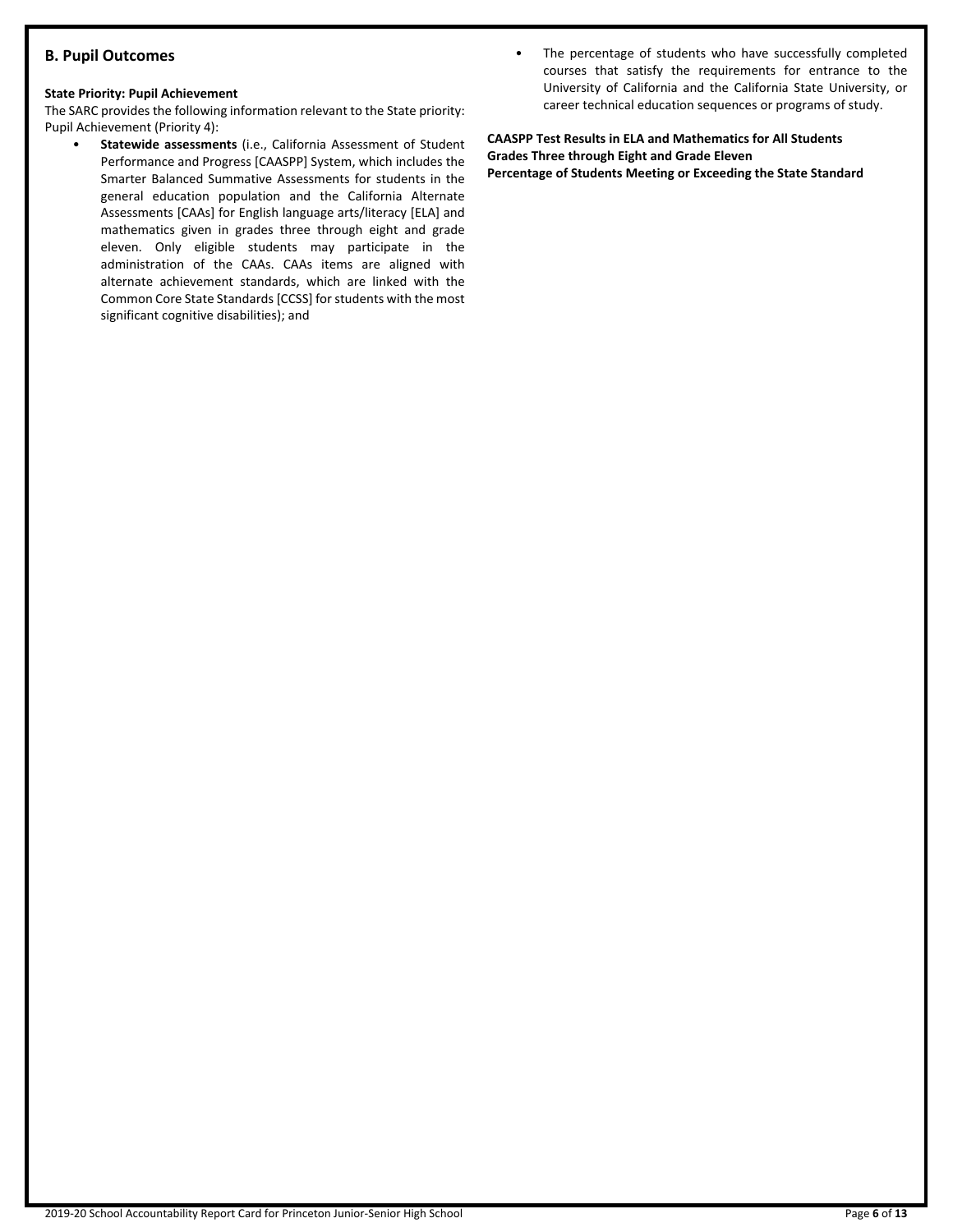## B. Pupil Outcomes

**State Priority: Pupil Achievement**

The SARC provides the following information relevant to the State priority: Pupil Achievement (Priority 4):

- **Statewide assessments** (i.e., California Assessment of Student Performance and Progress [CAASPP] System, which includes the Smarter Balanced Summative Assessments for students in the general education population and the California Alternate Assessments [CAAs] for English language arts/literacy [ELA] and mathematics given in grades three through eight and grade eleven. Only eligible students may participate in the administration of the CAAs. CAAs items are aligned with alternate achievement standards, which are linked with the Common Core State Standards [CCSS] for students with the most significant cognitive disabilities); and
- The percentage of students who have successfully completed courses that satisfy the requirements for entrance to the University of California and the California State University, or career technical education sequences or programs of study.

**CAASPP Test Results in ELA and Mathematics for All Students**
**Grades Three through Eight and Grade Eleven**
**Percentage of Students Meeting or Exceeding the State Standard**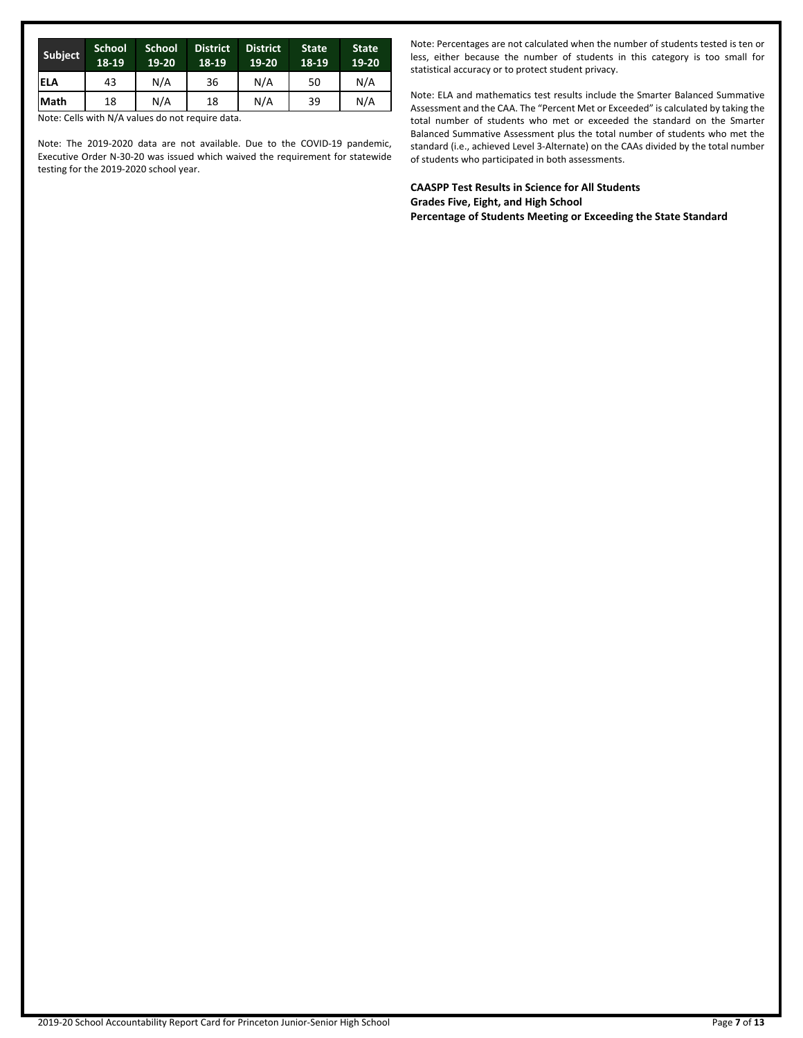| Subject | School 18-19 | School 19-20 | District 18-19 | District 19-20 | State 18-19 | State 19-20 |
|---|---|---|---|---|---|---|
| ELA | 43 | N/A | 36 | N/A | 50 | N/A |
| Math | 18 | N/A | 18 | N/A | 39 | N/A |

Note: Cells with N/A values do not require data.

Note: The 2019-2020 data are not available. Due to the COVID-19 pandemic, Executive Order N-30-20 was issued which waived the requirement for statewide testing for the 2019-2020 school year.

Note: Percentages are not calculated when the number of students tested is ten or less, either because the number of students in this category is too small for statistical accuracy or to protect student privacy.

Note: ELA and mathematics test results include the Smarter Balanced Summative Assessment and the CAA. The "Percent Met or Exceeded" is calculated by taking the total number of students who met or exceeded the standard on the Smarter Balanced Summative Assessment plus the total number of students who met the standard (i.e., achieved Level 3-Alternate) on the CAAs divided by the total number of students who participated in both assessments.

**CAASPP Test Results in Science for All Students**
**Grades Five, Eight, and High School**
**Percentage of Students Meeting or Exceeding the State Standard**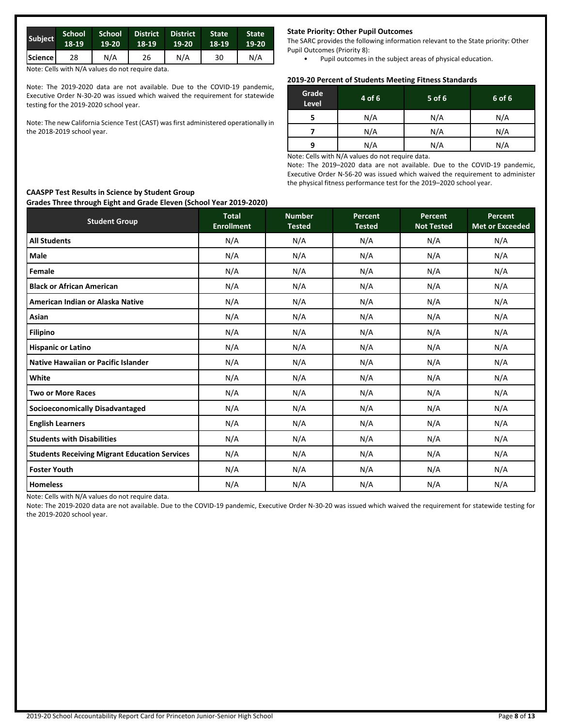| Subject | School 18-19 | School 19-20 | District 18-19 | District 19-20 | State 18-19 | State 19-20 |
|---|---|---|---|---|---|---|
| Science | 28 | N/A | 26 | N/A | 30 | N/A |

Note: Cells with N/A values do not require data.

Note: The 2019-2020 data are not available. Due to the COVID-19 pandemic, Executive Order N-30-20 was issued which waived the requirement for statewide testing for the 2019-2020 school year.

Note: The new California Science Test (CAST) was first administered operationally in the 2018-2019 school year.

**State Priority: Other Pupil Outcomes**

The SARC provides the following information relevant to the State priority: Other Pupil Outcomes (Priority 8):

- Pupil outcomes in the subject areas of physical education.

**2019-20 Percent of Students Meeting Fitness Standards**

| Grade Level | 4 of 6 | 5 of 6 | 6 of 6 |
|---|---|---|---|
| 5 | N/A | N/A | N/A |
| 7 | N/A | N/A | N/A |
| 9 | N/A | N/A | N/A |

Note: Cells with N/A values do not require data.

Note: The 2019–2020 data are not available. Due to the COVID-19 pandemic, Executive Order N-56-20 was issued which waived the requirement to administer the physical fitness performance test for the 2019–2020 school year.

**CAASPP Test Results in Science by Student Group**
**Grades Three through Eight and Grade Eleven (School Year 2019-2020)**

| Student Group | Total Enrollment | Number Tested | Percent Tested | Percent Not Tested | Percent Met or Exceeded |
|---|---|---|---|---|---|
| **All Students** | N/A | N/A | N/A | N/A | N/A |
| **Male** | N/A | N/A | N/A | N/A | N/A |
| **Female** | N/A | N/A | N/A | N/A | N/A |
| **Black or African American** | N/A | N/A | N/A | N/A | N/A |
| **American Indian or Alaska Native** | N/A | N/A | N/A | N/A | N/A |
| **Asian** | N/A | N/A | N/A | N/A | N/A |
| **Filipino** | N/A | N/A | N/A | N/A | N/A |
| **Hispanic or Latino** | N/A | N/A | N/A | N/A | N/A |
| **Native Hawaiian or Pacific Islander** | N/A | N/A | N/A | N/A | N/A |
| **White** | N/A | N/A | N/A | N/A | N/A |
| **Two or More Races** | N/A | N/A | N/A | N/A | N/A |
| **Socioeconomically Disadvantaged** | N/A | N/A | N/A | N/A | N/A |
| **English Learners** | N/A | N/A | N/A | N/A | N/A |
| **Students with Disabilities** | N/A | N/A | N/A | N/A | N/A |
| **Students Receiving Migrant Education Services** | N/A | N/A | N/A | N/A | N/A |
| **Foster Youth** | N/A | N/A | N/A | N/A | N/A |
| **Homeless** | N/A | N/A | N/A | N/A | N/A |

Note: Cells with N/A values do not require data.

Note: The 2019-2020 data are not available. Due to the COVID-19 pandemic, Executive Order N-30-20 was issued which waived the requirement for statewide testing for the 2019-2020 school year.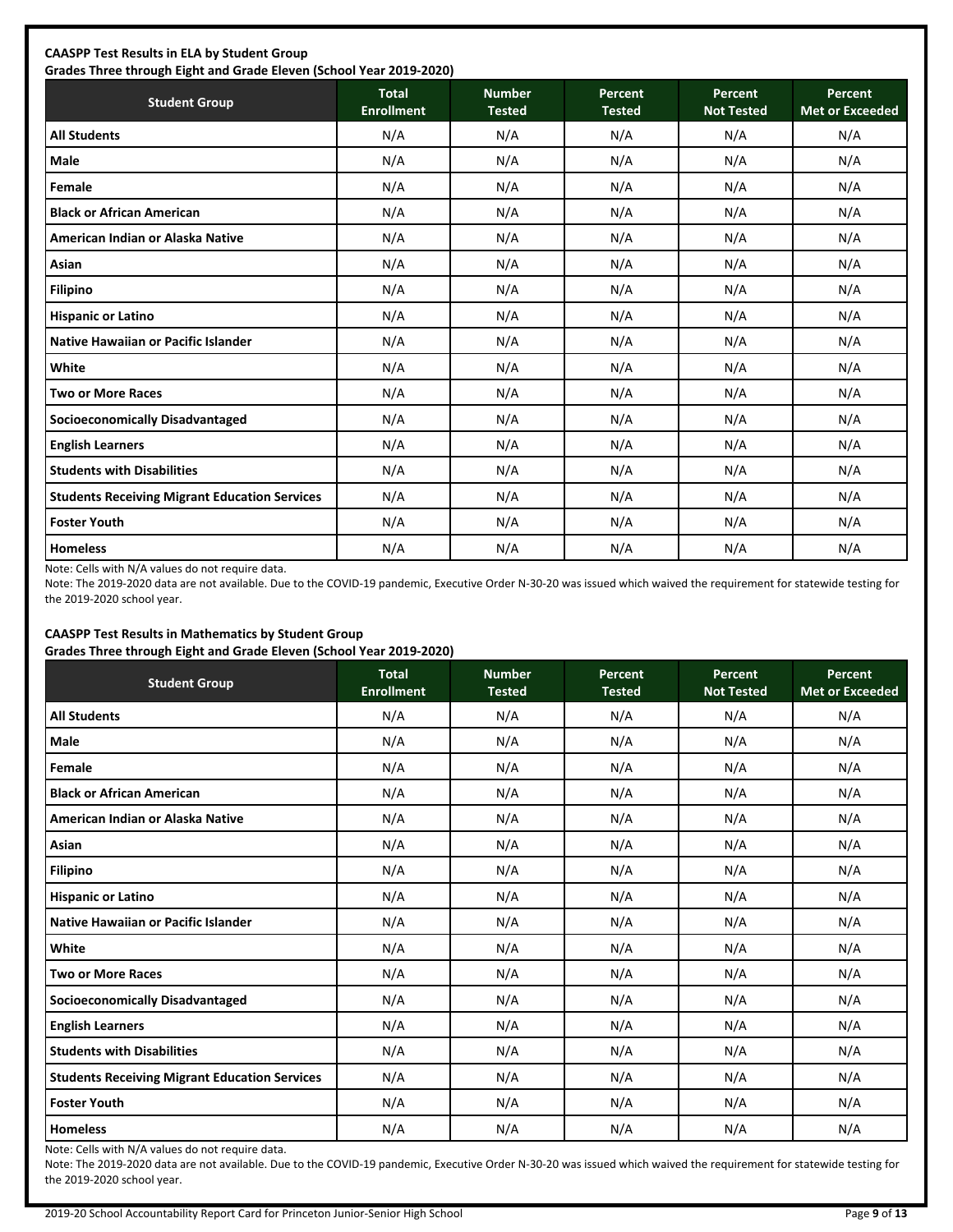**CAASPP Test Results in ELA by Student Group**
**Grades Three through Eight and Grade Eleven (School Year 2019-2020)**

| Student Group | Total Enrollment | Number Tested | Percent Tested | Percent Not Tested | Percent Met or Exceeded |
|---|---|---|---|---|---|
| All Students | N/A | N/A | N/A | N/A | N/A |
| Male | N/A | N/A | N/A | N/A | N/A |
| Female | N/A | N/A | N/A | N/A | N/A |
| Black or African American | N/A | N/A | N/A | N/A | N/A |
| American Indian or Alaska Native | N/A | N/A | N/A | N/A | N/A |
| Asian | N/A | N/A | N/A | N/A | N/A |
| Filipino | N/A | N/A | N/A | N/A | N/A |
| Hispanic or Latino | N/A | N/A | N/A | N/A | N/A |
| Native Hawaiian or Pacific Islander | N/A | N/A | N/A | N/A | N/A |
| White | N/A | N/A | N/A | N/A | N/A |
| Two or More Races | N/A | N/A | N/A | N/A | N/A |
| Socioeconomically Disadvantaged | N/A | N/A | N/A | N/A | N/A |
| English Learners | N/A | N/A | N/A | N/A | N/A |
| Students with Disabilities | N/A | N/A | N/A | N/A | N/A |
| Students Receiving Migrant Education Services | N/A | N/A | N/A | N/A | N/A |
| Foster Youth | N/A | N/A | N/A | N/A | N/A |
| Homeless | N/A | N/A | N/A | N/A | N/A |

Note: Cells with N/A values do not require data.

Note: The 2019-2020 data are not available. Due to the COVID-19 pandemic, Executive Order N-30-20 was issued which waived the requirement for statewide testing for the 2019-2020 school year.

**CAASPP Test Results in Mathematics by Student Group**
**Grades Three through Eight and Grade Eleven (School Year 2019-2020)**

| Student Group | Total Enrollment | Number Tested | Percent Tested | Percent Not Tested | Percent Met or Exceeded |
|---|---|---|---|---|---|
| All Students | N/A | N/A | N/A | N/A | N/A |
| Male | N/A | N/A | N/A | N/A | N/A |
| Female | N/A | N/A | N/A | N/A | N/A |
| Black or African American | N/A | N/A | N/A | N/A | N/A |
| American Indian or Alaska Native | N/A | N/A | N/A | N/A | N/A |
| Asian | N/A | N/A | N/A | N/A | N/A |
| Filipino | N/A | N/A | N/A | N/A | N/A |
| Hispanic or Latino | N/A | N/A | N/A | N/A | N/A |
| Native Hawaiian or Pacific Islander | N/A | N/A | N/A | N/A | N/A |
| White | N/A | N/A | N/A | N/A | N/A |
| Two or More Races | N/A | N/A | N/A | N/A | N/A |
| Socioeconomically Disadvantaged | N/A | N/A | N/A | N/A | N/A |
| English Learners | N/A | N/A | N/A | N/A | N/A |
| Students with Disabilities | N/A | N/A | N/A | N/A | N/A |
| Students Receiving Migrant Education Services | N/A | N/A | N/A | N/A | N/A |
| Foster Youth | N/A | N/A | N/A | N/A | N/A |
| Homeless | N/A | N/A | N/A | N/A | N/A |

Note: Cells with N/A values do not require data.

Note: The 2019-2020 data are not available. Due to the COVID-19 pandemic, Executive Order N-30-20 was issued which waived the requirement for statewide testing for the 2019-2020 school year.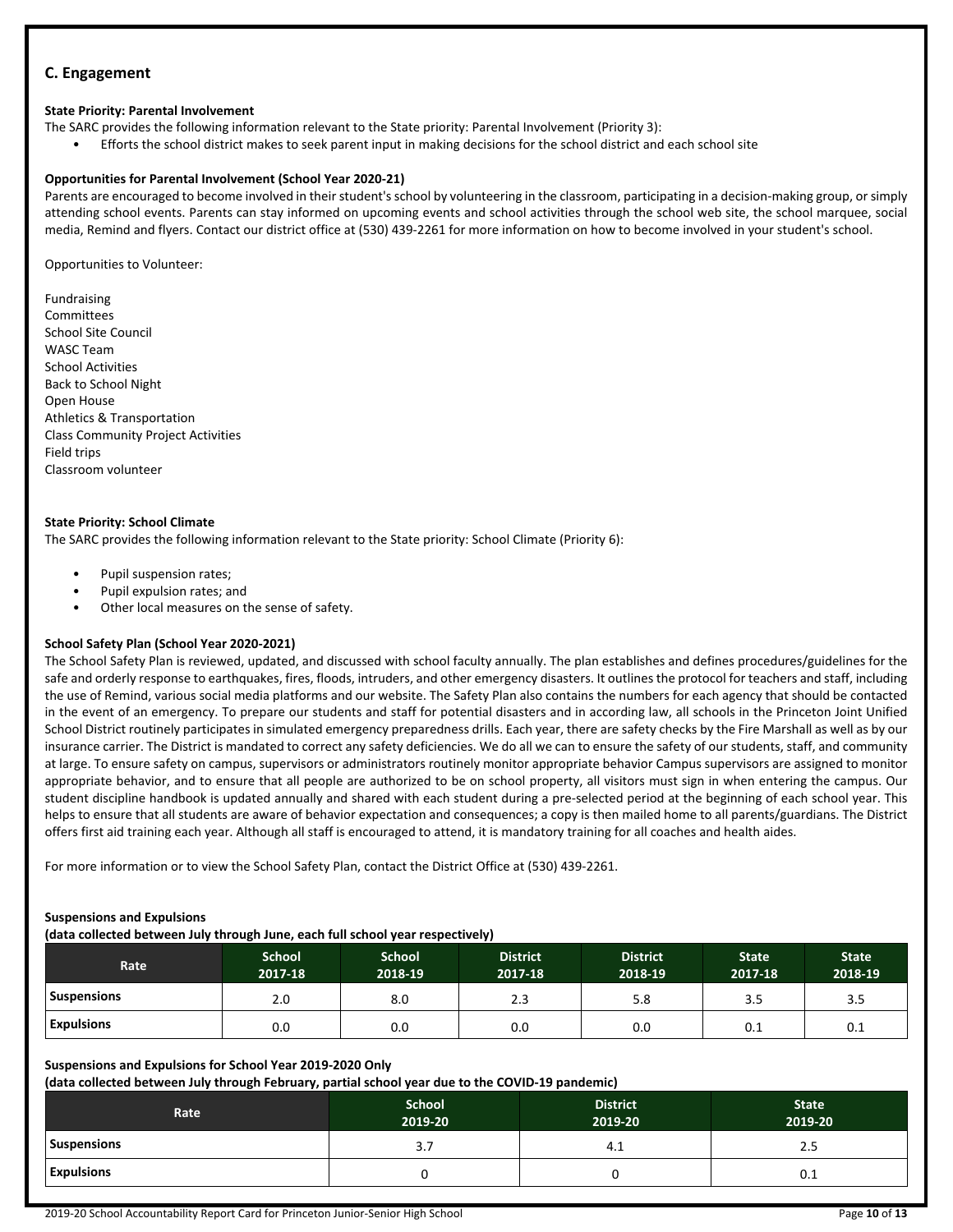## C. Engagement

**State Priority: Parental Involvement**

The SARC provides the following information relevant to the State priority: Parental Involvement (Priority 3):

- Efforts the school district makes to seek parent input in making decisions for the school district and each school site

**Opportunities for Parental Involvement (School Year 2020-21)**

Parents are encouraged to become involved in their student's school by volunteering in the classroom, participating in a decision-making group, or simply attending school events. Parents can stay informed on upcoming events and school activities through the school web site, the school marquee, social media, Remind and flyers. Contact our district office at (530) 439-2261 for more information on how to become involved in your student's school.

Opportunities to Volunteer:

Fundraising
Committees
School Site Council
WASC Team
School Activities
Back to School Night
Open House
Athletics & Transportation
Class Community Project Activities
Field trips
Classroom volunteer

**State Priority: School Climate**

The SARC provides the following information relevant to the State priority: School Climate (Priority 6):

- Pupil suspension rates;
- Pupil expulsion rates; and
- Other local measures on the sense of safety.

**School Safety Plan (School Year 2020-2021)**

The School Safety Plan is reviewed, updated, and discussed with school faculty annually. The plan establishes and defines procedures/guidelines for the safe and orderly response to earthquakes, fires, floods, intruders, and other emergency disasters. It outlines the protocol for teachers and staff, including the use of Remind, various social media platforms and our website. The Safety Plan also contains the numbers for each agency that should be contacted in the event of an emergency. To prepare our students and staff for potential disasters and in according law, all schools in the Princeton Joint Unified School District routinely participates in simulated emergency preparedness drills. Each year, there are safety checks by the Fire Marshall as well as by our insurance carrier. The District is mandated to correct any safety deficiencies. We do all we can to ensure the safety of our students, staff, and community at large. To ensure safety on campus, supervisors or administrators routinely monitor appropriate behavior Campus supervisors are assigned to monitor appropriate behavior, and to ensure that all people are authorized to be on school property, all visitors must sign in when entering the campus. Our student discipline handbook is updated annually and shared with each student during a pre-selected period at the beginning of each school year. This helps to ensure that all students are aware of behavior expectation and consequences; a copy is then mailed home to all parents/guardians. The District offers first aid training each year. Although all staff is encouraged to attend, it is mandatory training for all coaches and health aides.

For more information or to view the School Safety Plan, contact the District Office at (530) 439-2261.

**Suspensions and Expulsions**
**(data collected between July through June, each full school year respectively)**

| Rate | School 2017-18 | School 2018-19 | District 2017-18 | District 2018-19 | State 2017-18 | State 2018-19 |
|---|---|---|---|---|---|---|
| Suspensions | 2.0 | 8.0 | 2.3 | 5.8 | 3.5 | 3.5 |
| Expulsions | 0.0 | 0.0 | 0.0 | 0.0 | 0.1 | 0.1 |

**Suspensions and Expulsions for School Year 2019-2020 Only**
**(data collected between July through February, partial school year due to the COVID-19 pandemic)**

| Rate | School 2019-20 | District 2019-20 | State 2019-20 |
|---|---|---|---|
| Suspensions | 3.7 | 4.1 | 2.5 |
| Expulsions | 0 | 0 | 0.1 |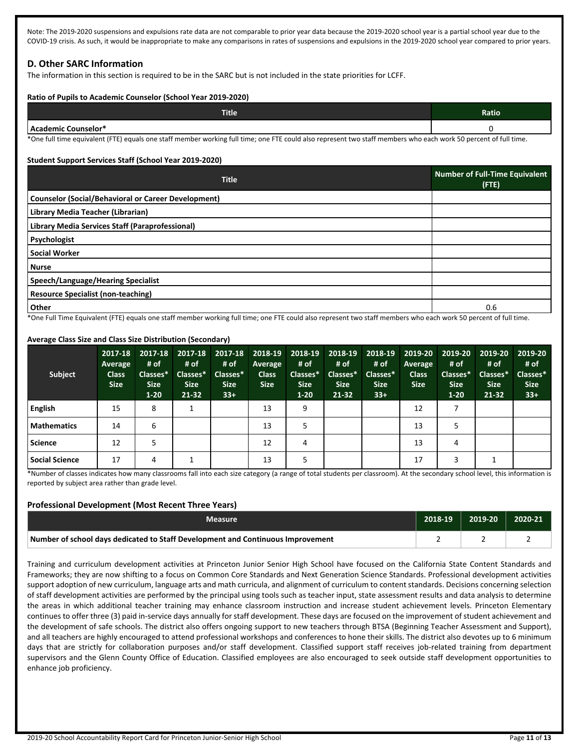Note: The 2019-2020 suspensions and expulsions rate data are not comparable to prior year data because the 2019-2020 school year is a partial school year due to the COVID-19 crisis. As such, it would be inappropriate to make any comparisons in rates of suspensions and expulsions in the 2019-2020 school year compared to prior years.

## D. Other SARC Information

The information in this section is required to be in the SARC but is not included in the state priorities for LCFF.

**Ratio of Pupils to Academic Counselor (School Year 2019-2020)**

| Title | Ratio |
|---|---|
| Academic Counselor* | 0 |

*One full time equivalent (FTE) equals one staff member working full time; one FTE could also represent two staff members who each work 50 percent of full time.

**Student Support Services Staff (School Year 2019-2020)**

| Title | Number of Full-Time Equivalent (FTE) |
|---|---|
| Counselor (Social/Behavioral or Career Development) | |
| Library Media Teacher (Librarian) | |
| Library Media Services Staff (Paraprofessional) | |
| Psychologist | |
| Social Worker | |
| Nurse | |
| Speech/Language/Hearing Specialist | |
| Resource Specialist (non-teaching) | |
| Other | 0.6 |

*One Full Time Equivalent (FTE) equals one staff member working full time; one FTE could also represent two staff members who each work 50 percent of full time.

**Average Class Size and Class Size Distribution (Secondary)**

| Subject | 2017-18 Average Class Size | 2017-18 # of Classes* Size 1-20 | 2017-18 # of Classes* Size 21-32 | 2017-18 # of Classes* Size 33+ | 2018-19 Average Class Size | 2018-19 # of Classes* Size 1-20 | 2018-19 # of Classes* Size 21-32 | 2018-19 # of Classes* Size 33+ | 2019-20 Average Class Size | 2019-20 # of Classes* Size 1-20 | 2019-20 # of Classes* Size 21-32 | 2019-20 # of Classes* Size 33+ |
|---|---|---|---|---|---|---|---|---|---|---|---|---|
| English | 15 | 8 | 1 | | 13 | 9 | | | 12 | 7 | | |
| Mathematics | 14 | 6 | | | 13 | 5 | | | 13 | 5 | | |
| Science | 12 | 5 | | | 12 | 4 | | | 13 | 4 | | |
| Social Science | 17 | 4 | 1 | | 13 | 5 | | | 17 | 3 | 1 | |

*Number of classes indicates how many classrooms fall into each size category (a range of total students per classroom). At the secondary school level, this information is reported by subject area rather than grade level.

**Professional Development (Most Recent Three Years)**

| Measure | 2018-19 | 2019-20 | 2020-21 |
|---|---|---|---|
| Number of school days dedicated to Staff Development and Continuous Improvement | 2 | 2 | 2 |

Training and curriculum development activities at Princeton Junior Senior High School have focused on the California State Content Standards and Frameworks; they are now shifting to a focus on Common Core Standards and Next Generation Science Standards. Professional development activities support adoption of new curriculum, language arts and math curricula, and alignment of curriculum to content standards. Decisions concerning selection of staff development activities are performed by the principal using tools such as teacher input, state assessment results and data analysis to determine the areas in which additional teacher training may enhance classroom instruction and increase student achievement levels. Princeton Elementary continues to offer three (3) paid in-service days annually for staff development. These days are focused on the improvement of student achievement and the development of safe schools. The district also offers ongoing support to new teachers through BTSA (Beginning Teacher Assessment and Support), and all teachers are highly encouraged to attend professional workshops and conferences to hone their skills. The district also devotes up to 6 minimum days that are strictly for collaboration purposes and/or staff development. Classified support staff receives job-related training from department supervisors and the Glenn County Office of Education. Classified employees are also encouraged to seek outside staff development opportunities to enhance job proficiency.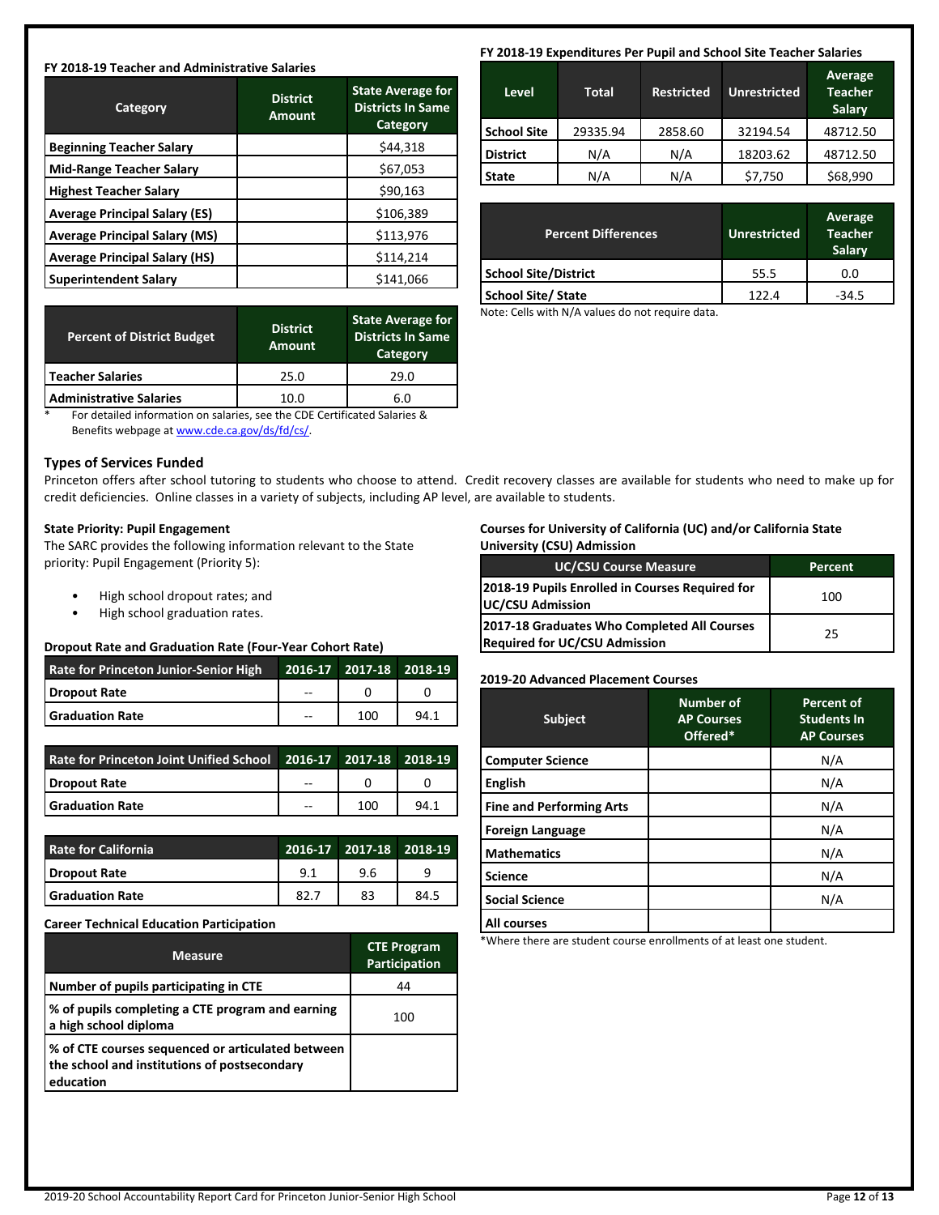**FY 2018-19 Teacher and Administrative Salaries**

| Category | District Amount | State Average for Districts In Same Category |
|---|---|---|
| Beginning Teacher Salary | | $44,318 |
| Mid-Range Teacher Salary | | $67,053 |
| Highest Teacher Salary | | $90,163 |
| Average Principal Salary (ES) | | $106,389 |
| Average Principal Salary (MS) | | $113,976 |
| Average Principal Salary (HS) | | $114,214 |
| Superintendent Salary | | $141,066 |

| Percent of District Budget | District Amount | State Average for Districts In Same Category |
|---|---|---|
| Teacher Salaries | 25.0 | 29.0 |
| Administrative Salaries | 10.0 | 6.0 |

\* For detailed information on salaries, see the CDE Certificated Salaries & Benefits webpage at www.cde.ca.gov/ds/fd/cs/.

**FY 2018-19 Expenditures Per Pupil and School Site Teacher Salaries**

| Level | Total | Restricted | Unrestricted | Average Teacher Salary |
|---|---|---|---|---|
| School Site | 29335.94 | 2858.60 | 32194.54 | 48712.50 |
| District | N/A | N/A | 18203.62 | 48712.50 |
| State | N/A | N/A | $7,750 | $68,990 |

| Percent Differences | Unrestricted | Average Teacher Salary |
|---|---|---|
| School Site/District | 55.5 | 0.0 |
| School Site/ State | 122.4 | -34.5 |

Note: Cells with N/A values do not require data.

## Types of Services Funded

Princeton offers after school tutoring to students who choose to attend. Credit recovery classes are available for students who need to make up for credit deficiencies. Online classes in a variety of subjects, including AP level, are available to students.

**State Priority: Pupil Engagement**

The SARC provides the following information relevant to the State priority: Pupil Engagement (Priority 5):

- High school dropout rates; and
- High school graduation rates.

**Dropout Rate and Graduation Rate (Four-Year Cohort Rate)**

| Rate for Princeton Junior-Senior High | 2016-17 | 2017-18 | 2018-19 |
|---|---|---|---|
| Dropout Rate | -- | 0 | 0 |
| Graduation Rate | -- | 100 | 94.1 |

| Rate for Princeton Joint Unified School | 2016-17 | 2017-18 | 2018-19 |
|---|---|---|---|
| Dropout Rate | -- | 0 | 0 |
| Graduation Rate | -- | 100 | 94.1 |

| Rate for California | 2016-17 | 2017-18 | 2018-19 |
|---|---|---|---|
| Dropout Rate | 9.1 | 9.6 | 9 |
| Graduation Rate | 82.7 | 83 | 84.5 |

**Career Technical Education Participation**

| Measure | CTE Program Participation |
|---|---|
| Number of pupils participating in CTE | 44 |
| % of pupils completing a CTE program and earning a high school diploma | 100 |
| % of CTE courses sequenced or articulated between the school and institutions of postsecondary education | |

**Courses for University of California (UC) and/or California State University (CSU) Admission**

| UC/CSU Course Measure | Percent |
|---|---|
| 2018-19 Pupils Enrolled in Courses Required for UC/CSU Admission | 100 |
| 2017-18 Graduates Who Completed All Courses Required for UC/CSU Admission | 25 |

**2019-20 Advanced Placement Courses**

| Subject | Number of AP Courses Offered* | Percent of Students In AP Courses |
|---|---|---|
| Computer Science | | N/A |
| English | | N/A |
| Fine and Performing Arts | | N/A |
| Foreign Language | | N/A |
| Mathematics | | N/A |
| Science | | N/A |
| Social Science | | N/A |
| All courses | | |

*Where there are student course enrollments of at least one student.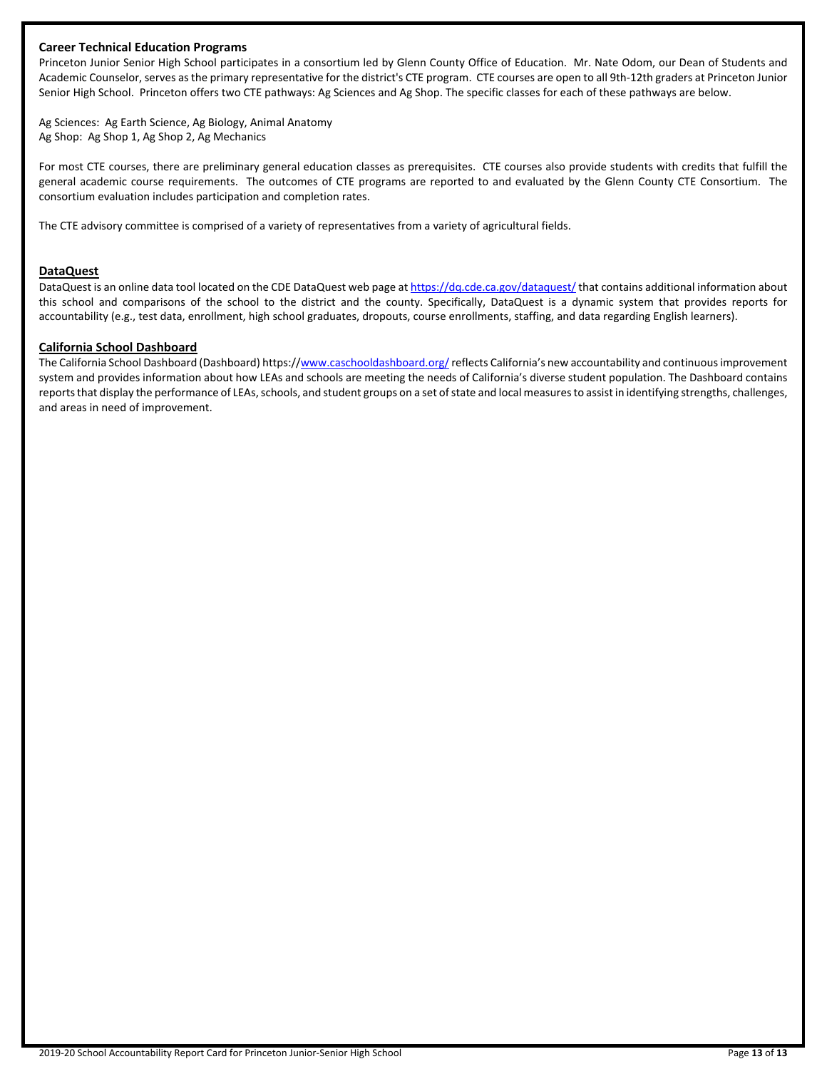## Career Technical Education Programs

Princeton Junior Senior High School participates in a consortium led by Glenn County Office of Education. Mr. Nate Odom, our Dean of Students and Academic Counselor, serves as the primary representative for the district's CTE program. CTE courses are open to all 9th-12th graders at Princeton Junior Senior High School. Princeton offers two CTE pathways: Ag Sciences and Ag Shop. The specific classes for each of these pathways are below.

Ag Sciences: Ag Earth Science, Ag Biology, Animal Anatomy
Ag Shop: Ag Shop 1, Ag Shop 2, Ag Mechanics

For most CTE courses, there are preliminary general education classes as prerequisites. CTE courses also provide students with credits that fulfill the general academic course requirements. The outcomes of CTE programs are reported to and evaluated by the Glenn County CTE Consortium. The consortium evaluation includes participation and completion rates.

The CTE advisory committee is comprised of a variety of representatives from a variety of agricultural fields.

## DataQuest

DataQuest is an online data tool located on the CDE DataQuest web page at https://dq.cde.ca.gov/dataquest/ that contains additional information about this school and comparisons of the school to the district and the county. Specifically, DataQuest is a dynamic system that provides reports for accountability (e.g., test data, enrollment, high school graduates, dropouts, course enrollments, staffing, and data regarding English learners).

## California School Dashboard

The California School Dashboard (Dashboard) https://www.caschooldashboard.org/ reflects California's new accountability and continuous improvement system and provides information about how LEAs and schools are meeting the needs of California's diverse student population. The Dashboard contains reports that display the performance of LEAs, schools, and student groups on a set of state and local measures to assist in identifying strengths, challenges, and areas in need of improvement.